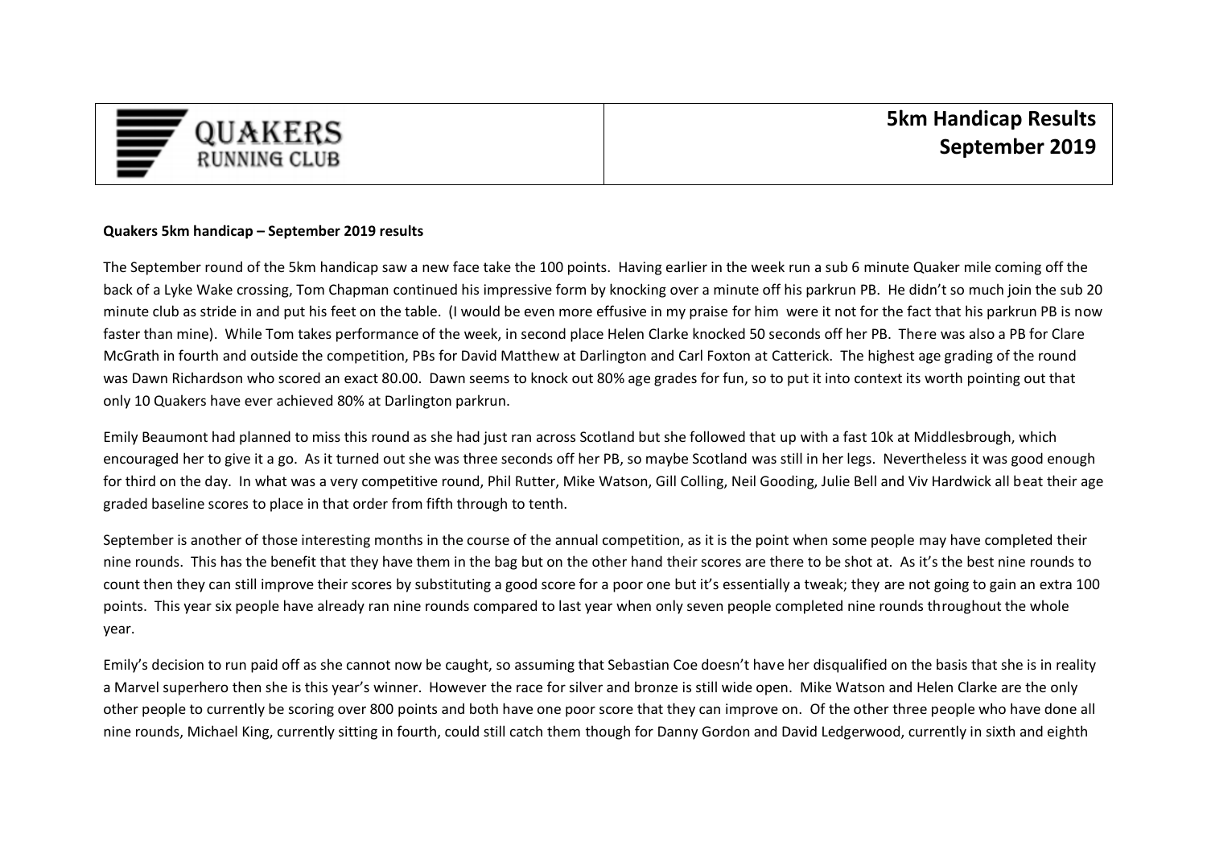| QUAKERS RUNNING CLUB | **5km Handicap Results September 2019** |
|---|---|

**Quakers 5km handicap – September 2019 results**

The September round of the 5km handicap saw a new face take the 100 points. Having earlier in the week run a sub 6 minute Quaker mile coming off the back of a Lyke Wake crossing, Tom Chapman continued his impressive form by knocking over a minute off his parkrun PB. He didn't so much join the sub 20 minute club as stride in and put his feet on the table. (I would be even more effusive in my praise for him were it not for the fact that his parkrun PB is now faster than mine). While Tom takes performance of the week, in second place Helen Clarke knocked 50 seconds off her PB. There was also a PB for Clare McGrath in fourth and outside the competition, PBs for David Matthew at Darlington and Carl Foxton at Catterick. The highest age grading of the round was Dawn Richardson who scored an exact 80.00. Dawn seems to knock out 80% age grades for fun, so to put it into context its worth pointing out that only 10 Quakers have ever achieved 80% at Darlington parkrun.

Emily Beaumont had planned to miss this round as she had just ran across Scotland but she followed that up with a fast 10k at Middlesbrough, which encouraged her to give it a go. As it turned out she was three seconds off her PB, so maybe Scotland was still in her legs. Nevertheless it was good enough for third on the day. In what was a very competitive round, Phil Rutter, Mike Watson, Gill Colling, Neil Gooding, Julie Bell and Viv Hardwick all beat their age graded baseline scores to place in that order from fifth through to tenth.

September is another of those interesting months in the course of the annual competition, as it is the point when some people may have completed their nine rounds. This has the benefit that they have them in the bag but on the other hand their scores are there to be shot at. As it's the best nine rounds to count then they can still improve their scores by substituting a good score for a poor one but it's essentially a tweak; they are not going to gain an extra 100 points. This year six people have already ran nine rounds compared to last year when only seven people completed nine rounds throughout the whole year.

Emily's decision to run paid off as she cannot now be caught, so assuming that Sebastian Coe doesn't have her disqualified on the basis that she is in reality a Marvel superhero then she is this year's winner. However the race for silver and bronze is still wide open. Mike Watson and Helen Clarke are the only other people to currently be scoring over 800 points and both have one poor score that they can improve on. Of the other three people who have done all nine rounds, Michael King, currently sitting in fourth, could still catch them though for Danny Gordon and David Ledgerwood, currently in sixth and eighth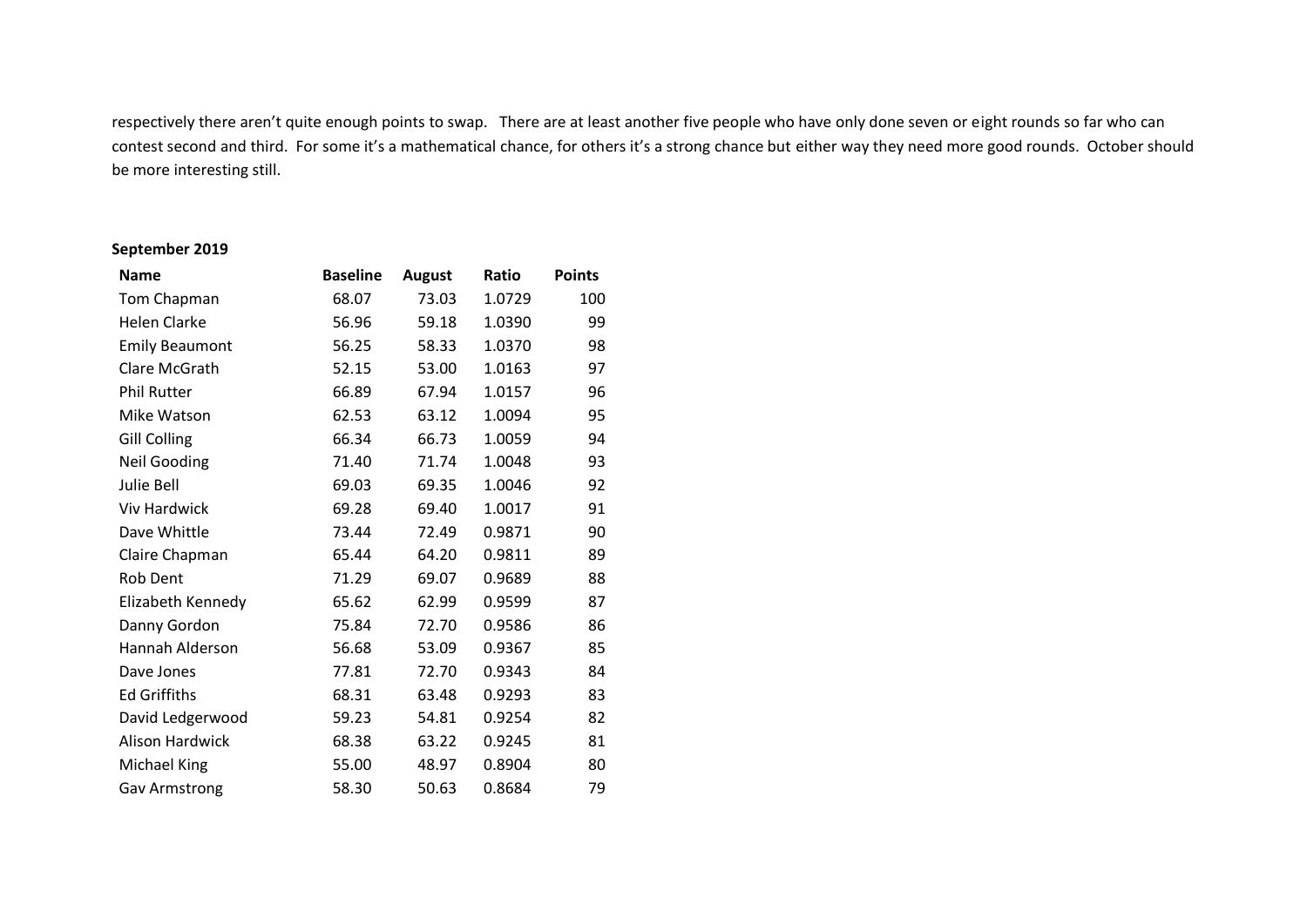respectively there aren't quite enough points to swap. There are at least another five people who have only done seven or eight rounds so far who can contest second and third. For some it's a mathematical chance, for others it's a strong chance but either way they need more good rounds. October should be more interesting still.

**September 2019**

| Name | Baseline | August | Ratio | Points |
|---|---|---|---|---|
| Tom Chapman | 68.07 | 73.03 | 1.0729 | 100 |
| Helen Clarke | 56.96 | 59.18 | 1.0390 | 99 |
| Emily Beaumont | 56.25 | 58.33 | 1.0370 | 98 |
| Clare McGrath | 52.15 | 53.00 | 1.0163 | 97 |
| Phil Rutter | 66.89 | 67.94 | 1.0157 | 96 |
| Mike Watson | 62.53 | 63.12 | 1.0094 | 95 |
| Gill Colling | 66.34 | 66.73 | 1.0059 | 94 |
| Neil Gooding | 71.40 | 71.74 | 1.0048 | 93 |
| Julie Bell | 69.03 | 69.35 | 1.0046 | 92 |
| Viv Hardwick | 69.28 | 69.40 | 1.0017 | 91 |
| Dave Whittle | 73.44 | 72.49 | 0.9871 | 90 |
| Claire Chapman | 65.44 | 64.20 | 0.9811 | 89 |
| Rob Dent | 71.29 | 69.07 | 0.9689 | 88 |
| Elizabeth Kennedy | 65.62 | 62.99 | 0.9599 | 87 |
| Danny Gordon | 75.84 | 72.70 | 0.9586 | 86 |
| Hannah Alderson | 56.68 | 53.09 | 0.9367 | 85 |
| Dave Jones | 77.81 | 72.70 | 0.9343 | 84 |
| Ed Griffiths | 68.31 | 63.48 | 0.9293 | 83 |
| David Ledgerwood | 59.23 | 54.81 | 0.9254 | 82 |
| Alison Hardwick | 68.38 | 63.22 | 0.9245 | 81 |
| Michael King | 55.00 | 48.97 | 0.8904 | 80 |
| Gav Armstrong | 58.30 | 50.63 | 0.8684 | 79 |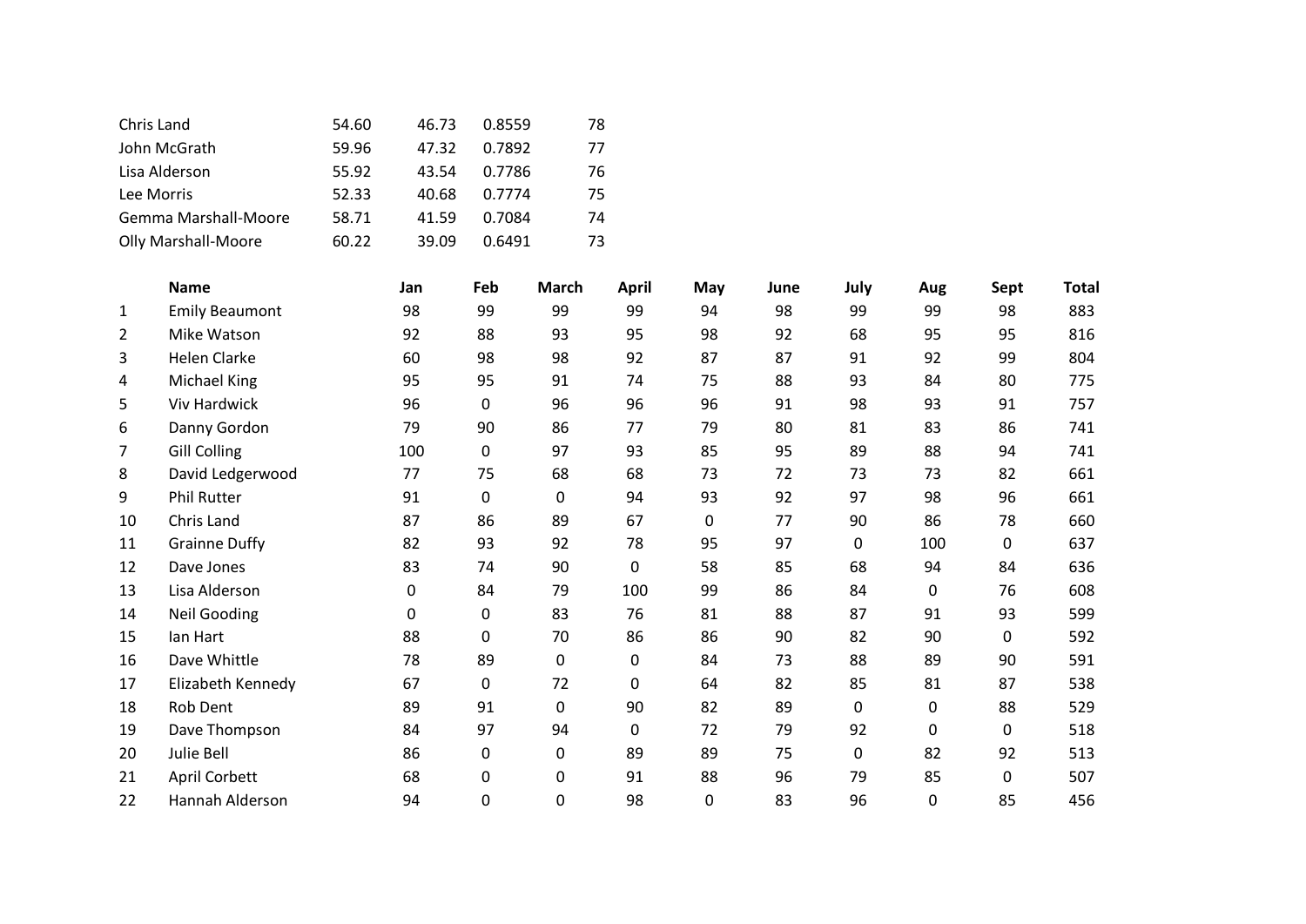| | | | | |
|---|---|---|---|---|
| Chris Land | 54.60 | 46.73 | 0.8559 | 78 |
| John McGrath | 59.96 | 47.32 | 0.7892 | 77 |
| Lisa Alderson | 55.92 | 43.54 | 0.7786 | 76 |
| Lee Morris | 52.33 | 40.68 | 0.7774 | 75 |
| Gemma Marshall-Moore | 58.71 | 41.59 | 0.7084 | 74 |
| Olly Marshall-Moore | 60.22 | 39.09 | 0.6491 | 73 |

| | **Name** | **Jan** | **Feb** | **March** | **April** | **May** | **June** | **July** | **Aug** | **Sept** | **Total** |
|---|---|---|---|---|---|---|---|---|---|---|---|
| 1 | Emily Beaumont | 98 | 99 | 99 | 99 | 94 | 98 | 99 | 99 | 98 | 883 |
| 2 | Mike Watson | 92 | 88 | 93 | 95 | 98 | 92 | 68 | 95 | 95 | 816 |
| 3 | Helen Clarke | 60 | 98 | 98 | 92 | 87 | 87 | 91 | 92 | 99 | 804 |
| 4 | Michael King | 95 | 95 | 91 | 74 | 75 | 88 | 93 | 84 | 80 | 775 |
| 5 | Viv Hardwick | 96 | 0 | 96 | 96 | 96 | 91 | 98 | 93 | 91 | 757 |
| 6 | Danny Gordon | 79 | 90 | 86 | 77 | 79 | 80 | 81 | 83 | 86 | 741 |
| 7 | Gill Colling | 100 | 0 | 97 | 93 | 85 | 95 | 89 | 88 | 94 | 741 |
| 8 | David Ledgerwood | 77 | 75 | 68 | 68 | 73 | 72 | 73 | 73 | 82 | 661 |
| 9 | Phil Rutter | 91 | 0 | 0 | 94 | 93 | 92 | 97 | 98 | 96 | 661 |
| 10 | Chris Land | 87 | 86 | 89 | 67 | 0 | 77 | 90 | 86 | 78 | 660 |
| 11 | Grainne Duffy | 82 | 93 | 92 | 78 | 95 | 97 | 0 | 100 | 0 | 637 |
| 12 | Dave Jones | 83 | 74 | 90 | 0 | 58 | 85 | 68 | 94 | 84 | 636 |
| 13 | Lisa Alderson | 0 | 84 | 79 | 100 | 99 | 86 | 84 | 0 | 76 | 608 |
| 14 | Neil Gooding | 0 | 0 | 83 | 76 | 81 | 88 | 87 | 91 | 93 | 599 |
| 15 | Ian Hart | 88 | 0 | 70 | 86 | 86 | 90 | 82 | 90 | 0 | 592 |
| 16 | Dave Whittle | 78 | 89 | 0 | 0 | 84 | 73 | 88 | 89 | 90 | 591 |
| 17 | Elizabeth Kennedy | 67 | 0 | 72 | 0 | 64 | 82 | 85 | 81 | 87 | 538 |
| 18 | Rob Dent | 89 | 91 | 0 | 90 | 82 | 89 | 0 | 0 | 88 | 529 |
| 19 | Dave Thompson | 84 | 97 | 94 | 0 | 72 | 79 | 92 | 0 | 0 | 518 |
| 20 | Julie Bell | 86 | 0 | 0 | 89 | 89 | 75 | 0 | 82 | 92 | 513 |
| 21 | April Corbett | 68 | 0 | 0 | 91 | 88 | 96 | 79 | 85 | 0 | 507 |
| 22 | Hannah Alderson | 94 | 0 | 0 | 98 | 0 | 83 | 96 | 0 | 85 | 456 |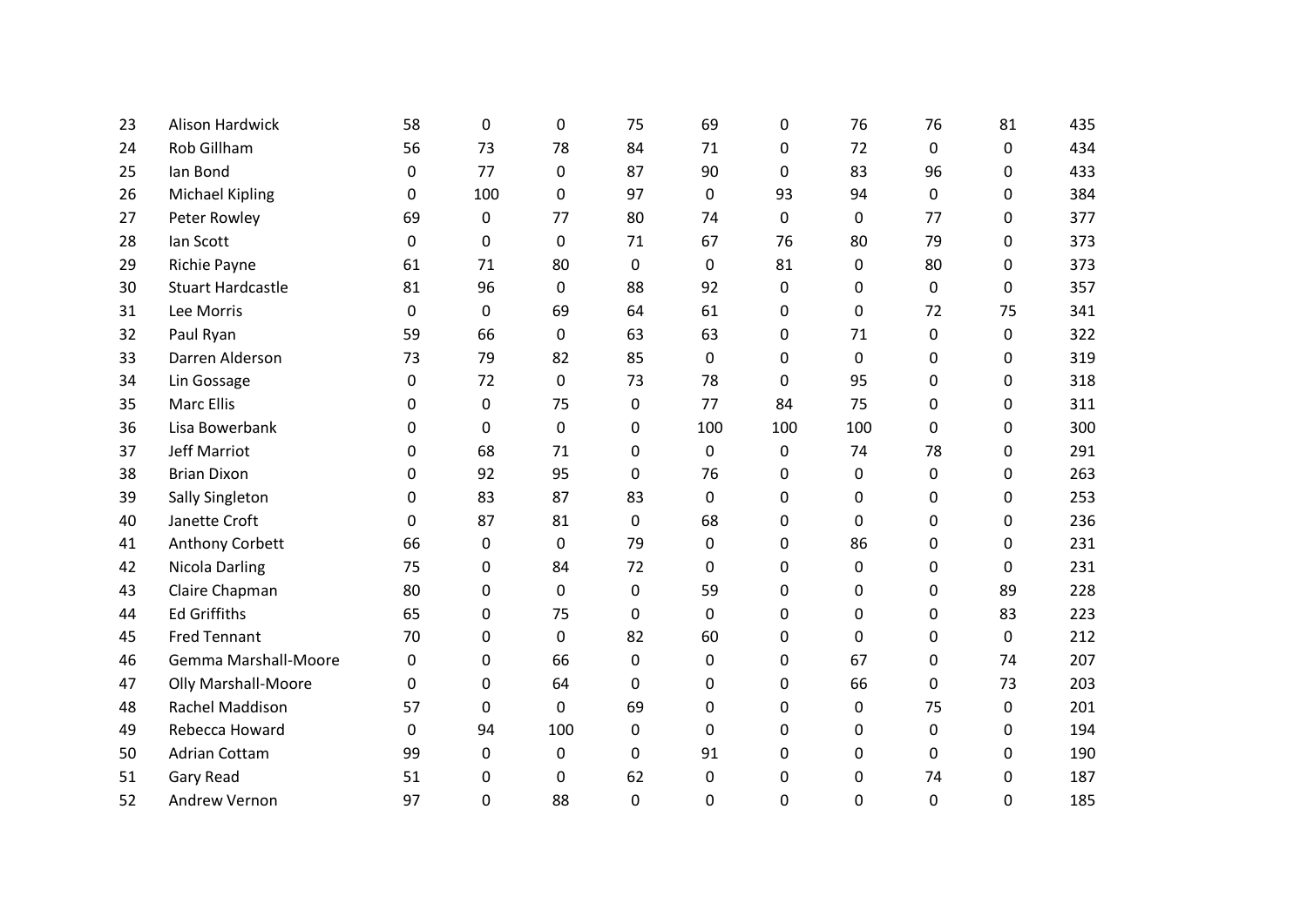| | | | | | | | | | | | |
|---|---|---|---|---|---|---|---|---|---|---|---|
| 23 | Alison Hardwick | 58 | 0 | 0 | 75 | 69 | 0 | 76 | 76 | 81 | 435 |
| 24 | Rob Gillham | 56 | 73 | 78 | 84 | 71 | 0 | 72 | 0 | 0 | 434 |
| 25 | Ian Bond | 0 | 77 | 0 | 87 | 90 | 0 | 83 | 96 | 0 | 433 |
| 26 | Michael Kipling | 0 | 100 | 0 | 97 | 0 | 93 | 94 | 0 | 0 | 384 |
| 27 | Peter Rowley | 69 | 0 | 77 | 80 | 74 | 0 | 0 | 77 | 0 | 377 |
| 28 | Ian Scott | 0 | 0 | 0 | 71 | 67 | 76 | 80 | 79 | 0 | 373 |
| 29 | Richie Payne | 61 | 71 | 80 | 0 | 0 | 81 | 0 | 80 | 0 | 373 |
| 30 | Stuart Hardcastle | 81 | 96 | 0 | 88 | 92 | 0 | 0 | 0 | 0 | 357 |
| 31 | Lee Morris | 0 | 0 | 69 | 64 | 61 | 0 | 0 | 72 | 75 | 341 |
| 32 | Paul Ryan | 59 | 66 | 0 | 63 | 63 | 0 | 71 | 0 | 0 | 322 |
| 33 | Darren Alderson | 73 | 79 | 82 | 85 | 0 | 0 | 0 | 0 | 0 | 319 |
| 34 | Lin Gossage | 0 | 72 | 0 | 73 | 78 | 0 | 95 | 0 | 0 | 318 |
| 35 | Marc Ellis | 0 | 0 | 75 | 0 | 77 | 84 | 75 | 0 | 0 | 311 |
| 36 | Lisa Bowerbank | 0 | 0 | 0 | 0 | 100 | 100 | 100 | 0 | 0 | 300 |
| 37 | Jeff Marriot | 0 | 68 | 71 | 0 | 0 | 0 | 74 | 78 | 0 | 291 |
| 38 | Brian Dixon | 0 | 92 | 95 | 0 | 76 | 0 | 0 | 0 | 0 | 263 |
| 39 | Sally Singleton | 0 | 83 | 87 | 83 | 0 | 0 | 0 | 0 | 0 | 253 |
| 40 | Janette Croft | 0 | 87 | 81 | 0 | 68 | 0 | 0 | 0 | 0 | 236 |
| 41 | Anthony Corbett | 66 | 0 | 0 | 79 | 0 | 0 | 86 | 0 | 0 | 231 |
| 42 | Nicola Darling | 75 | 0 | 84 | 72 | 0 | 0 | 0 | 0 | 0 | 231 |
| 43 | Claire Chapman | 80 | 0 | 0 | 0 | 59 | 0 | 0 | 0 | 89 | 228 |
| 44 | Ed Griffiths | 65 | 0 | 75 | 0 | 0 | 0 | 0 | 0 | 83 | 223 |
| 45 | Fred Tennant | 70 | 0 | 0 | 82 | 60 | 0 | 0 | 0 | 0 | 212 |
| 46 | Gemma Marshall-Moore | 0 | 0 | 66 | 0 | 0 | 0 | 67 | 0 | 74 | 207 |
| 47 | Olly Marshall-Moore | 0 | 0 | 64 | 0 | 0 | 0 | 66 | 0 | 73 | 203 |
| 48 | Rachel Maddison | 57 | 0 | 0 | 69 | 0 | 0 | 0 | 75 | 0 | 201 |
| 49 | Rebecca Howard | 0 | 94 | 100 | 0 | 0 | 0 | 0 | 0 | 0 | 194 |
| 50 | Adrian Cottam | 99 | 0 | 0 | 0 | 91 | 0 | 0 | 0 | 0 | 190 |
| 51 | Gary Read | 51 | 0 | 0 | 62 | 0 | 0 | 0 | 74 | 0 | 187 |
| 52 | Andrew Vernon | 97 | 0 | 88 | 0 | 0 | 0 | 0 | 0 | 0 | 185 |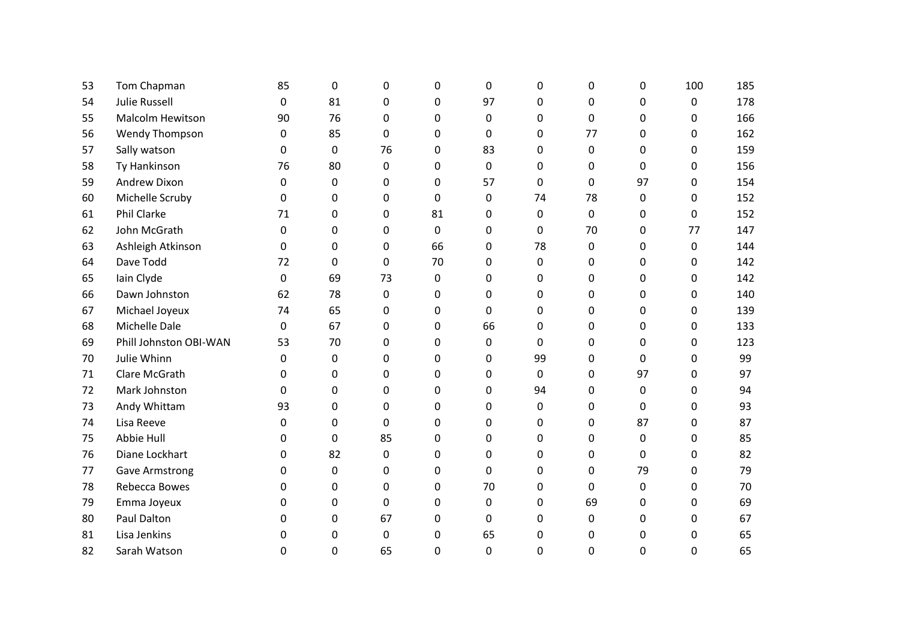| | | | | | | | | | | | |
|---|---|---|---|---|---|---|---|---|---|---|---|
| 53 | Tom Chapman | 85 | 0 | 0 | 0 | 0 | 0 | 0 | 0 | 100 | 185 |
| 54 | Julie Russell | 0 | 81 | 0 | 0 | 97 | 0 | 0 | 0 | 0 | 178 |
| 55 | Malcolm Hewitson | 90 | 76 | 0 | 0 | 0 | 0 | 0 | 0 | 0 | 166 |
| 56 | Wendy Thompson | 0 | 85 | 0 | 0 | 0 | 0 | 77 | 0 | 0 | 162 |
| 57 | Sally watson | 0 | 0 | 76 | 0 | 83 | 0 | 0 | 0 | 0 | 159 |
| 58 | Ty Hankinson | 76 | 80 | 0 | 0 | 0 | 0 | 0 | 0 | 0 | 156 |
| 59 | Andrew Dixon | 0 | 0 | 0 | 0 | 57 | 0 | 0 | 97 | 0 | 154 |
| 60 | Michelle Scruby | 0 | 0 | 0 | 0 | 0 | 74 | 78 | 0 | 0 | 152 |
| 61 | Phil Clarke | 71 | 0 | 0 | 81 | 0 | 0 | 0 | 0 | 0 | 152 |
| 62 | John McGrath | 0 | 0 | 0 | 0 | 0 | 0 | 70 | 0 | 77 | 147 |
| 63 | Ashleigh Atkinson | 0 | 0 | 0 | 66 | 0 | 78 | 0 | 0 | 0 | 144 |
| 64 | Dave Todd | 72 | 0 | 0 | 70 | 0 | 0 | 0 | 0 | 0 | 142 |
| 65 | Iain Clyde | 0 | 69 | 73 | 0 | 0 | 0 | 0 | 0 | 0 | 142 |
| 66 | Dawn Johnston | 62 | 78 | 0 | 0 | 0 | 0 | 0 | 0 | 0 | 140 |
| 67 | Michael Joyeux | 74 | 65 | 0 | 0 | 0 | 0 | 0 | 0 | 0 | 139 |
| 68 | Michelle Dale | 0 | 67 | 0 | 0 | 66 | 0 | 0 | 0 | 0 | 133 |
| 69 | Phill Johnston OBI-WAN | 53 | 70 | 0 | 0 | 0 | 0 | 0 | 0 | 0 | 123 |
| 70 | Julie Whinn | 0 | 0 | 0 | 0 | 0 | 99 | 0 | 0 | 0 | 99 |
| 71 | Clare McGrath | 0 | 0 | 0 | 0 | 0 | 0 | 0 | 97 | 0 | 97 |
| 72 | Mark Johnston | 0 | 0 | 0 | 0 | 0 | 94 | 0 | 0 | 0 | 94 |
| 73 | Andy Whittam | 93 | 0 | 0 | 0 | 0 | 0 | 0 | 0 | 0 | 93 |
| 74 | Lisa Reeve | 0 | 0 | 0 | 0 | 0 | 0 | 0 | 87 | 0 | 87 |
| 75 | Abbie Hull | 0 | 0 | 85 | 0 | 0 | 0 | 0 | 0 | 0 | 85 |
| 76 | Diane Lockhart | 0 | 82 | 0 | 0 | 0 | 0 | 0 | 0 | 0 | 82 |
| 77 | Gave Armstrong | 0 | 0 | 0 | 0 | 0 | 0 | 0 | 79 | 0 | 79 |
| 78 | Rebecca Bowes | 0 | 0 | 0 | 0 | 70 | 0 | 0 | 0 | 0 | 70 |
| 79 | Emma Joyeux | 0 | 0 | 0 | 0 | 0 | 0 | 69 | 0 | 0 | 69 |
| 80 | Paul Dalton | 0 | 0 | 67 | 0 | 0 | 0 | 0 | 0 | 0 | 67 |
| 81 | Lisa Jenkins | 0 | 0 | 0 | 0 | 65 | 0 | 0 | 0 | 0 | 65 |
| 82 | Sarah Watson | 0 | 0 | 65 | 0 | 0 | 0 | 0 | 0 | 0 | 65 |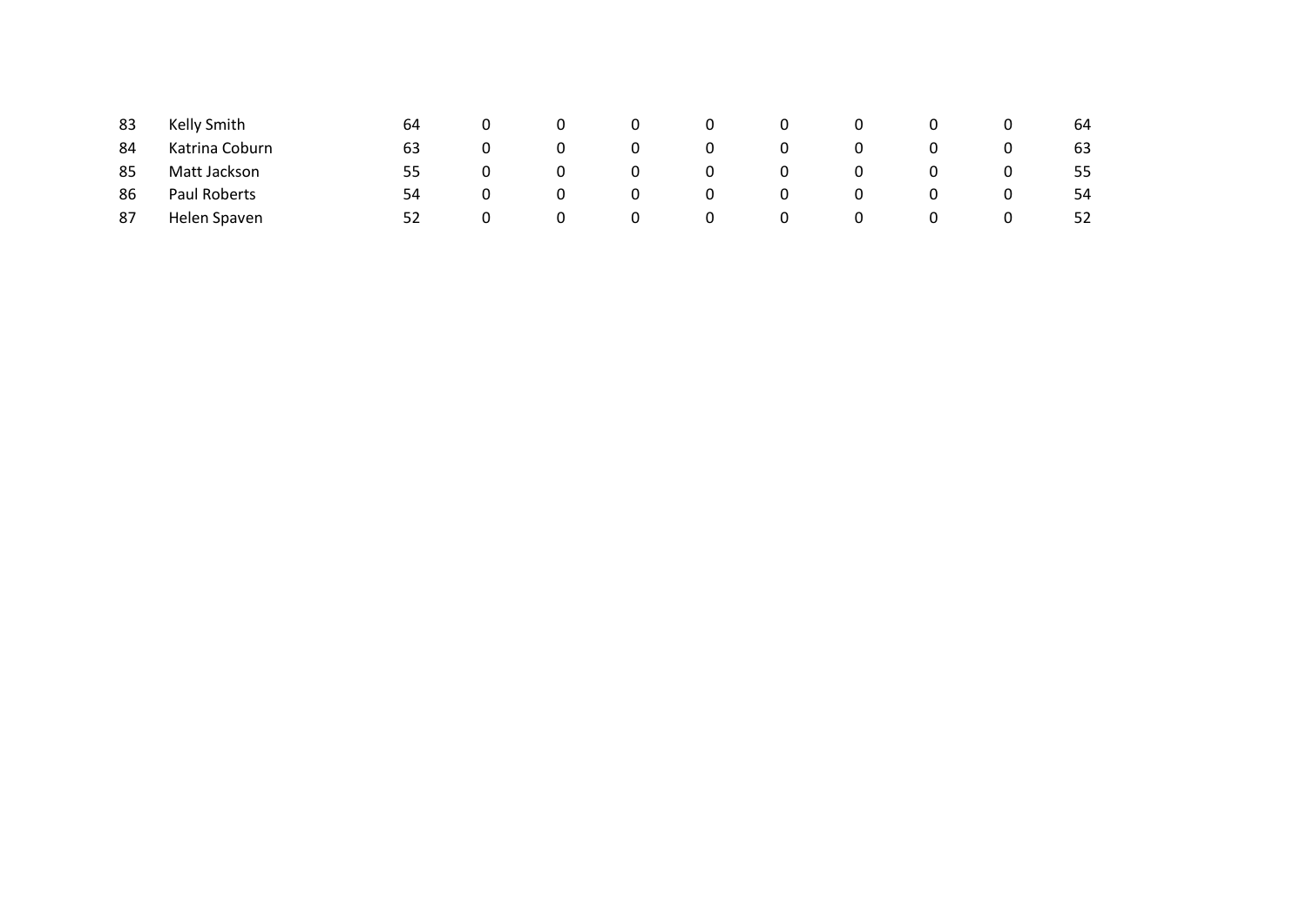| | | | | | | | | | | | |
|---|---|---|---|---|---|---|---|---|---|---|---|
| 83 | Kelly Smith | 64 | 0 | 0 | 0 | 0 | 0 | 0 | 0 | 0 | 64 |
| 84 | Katrina Coburn | 63 | 0 | 0 | 0 | 0 | 0 | 0 | 0 | 0 | 63 |
| 85 | Matt Jackson | 55 | 0 | 0 | 0 | 0 | 0 | 0 | 0 | 0 | 55 |
| 86 | Paul Roberts | 54 | 0 | 0 | 0 | 0 | 0 | 0 | 0 | 0 | 54 |
| 87 | Helen Spaven | 52 | 0 | 0 | 0 | 0 | 0 | 0 | 0 | 0 | 52 |